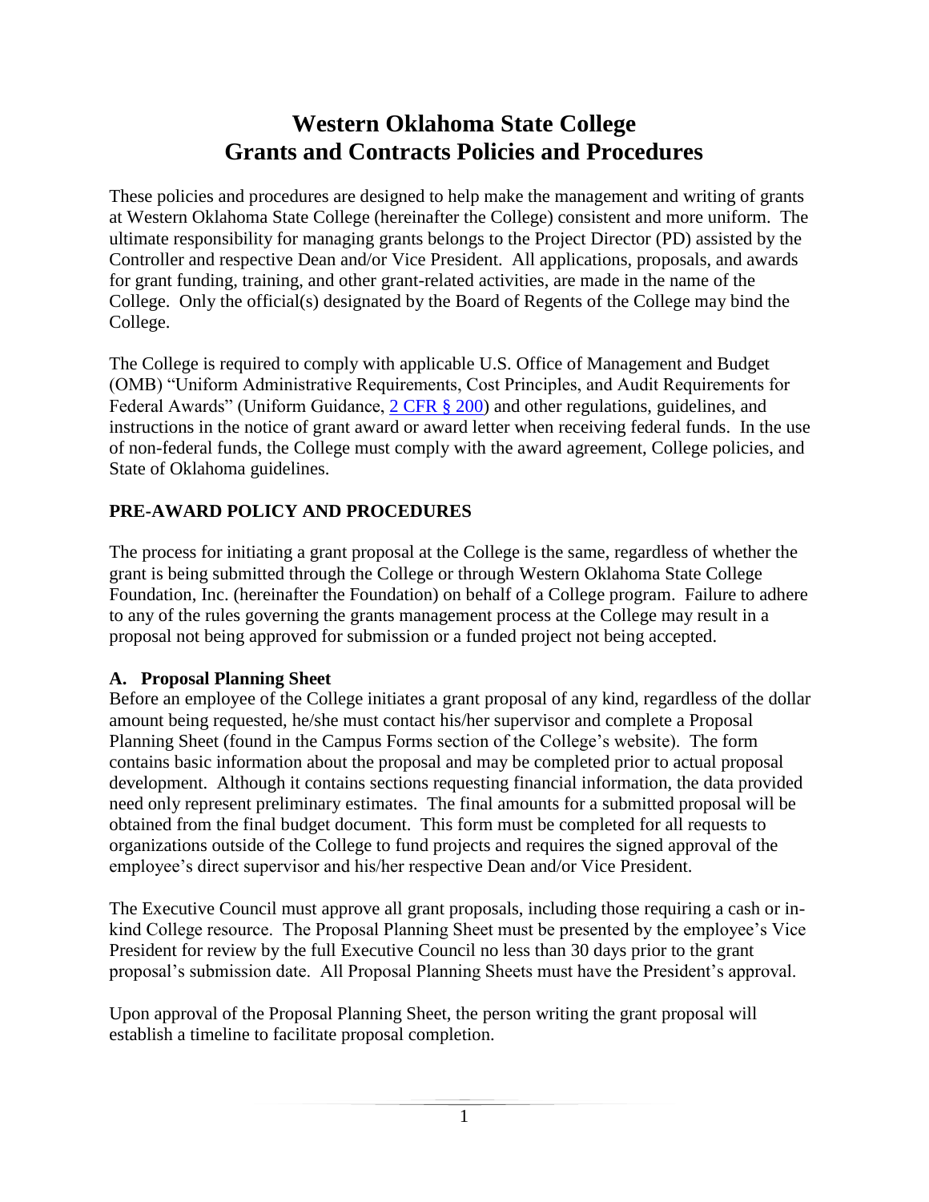# Western Oklahoma State College
# Grants and Contracts Policies and Procedures

These policies and procedures are designed to help make the management and writing of grants at Western Oklahoma State College (hereinafter the College) consistent and more uniform. The ultimate responsibility for managing grants belongs to the Project Director (PD) assisted by the Controller and respective Dean and/or Vice President. All applications, proposals, and awards for grant funding, training, and other grant-related activities, are made in the name of the College. Only the official(s) designated by the Board of Regents of the College may bind the College.

The College is required to comply with applicable U.S. Office of Management and Budget (OMB) "Uniform Administrative Requirements, Cost Principles, and Audit Requirements for Federal Awards" (Uniform Guidance, 2 CFR § 200) and other regulations, guidelines, and instructions in the notice of grant award or award letter when receiving federal funds. In the use of non-federal funds, the College must comply with the award agreement, College policies, and State of Oklahoma guidelines.

## PRE-AWARD POLICY AND PROCEDURES

The process for initiating a grant proposal at the College is the same, regardless of whether the grant is being submitted through the College or through Western Oklahoma State College Foundation, Inc. (hereinafter the Foundation) on behalf of a College program. Failure to adhere to any of the rules governing the grants management process at the College may result in a proposal not being approved for submission or a funded project not being accepted.

### A. Proposal Planning Sheet

Before an employee of the College initiates a grant proposal of any kind, regardless of the dollar amount being requested, he/she must contact his/her supervisor and complete a Proposal Planning Sheet (found in the Campus Forms section of the College's website). The form contains basic information about the proposal and may be completed prior to actual proposal development. Although it contains sections requesting financial information, the data provided need only represent preliminary estimates. The final amounts for a submitted proposal will be obtained from the final budget document. This form must be completed for all requests to organizations outside of the College to fund projects and requires the signed approval of the employee's direct supervisor and his/her respective Dean and/or Vice President.

The Executive Council must approve all grant proposals, including those requiring a cash or in-kind College resource. The Proposal Planning Sheet must be presented by the employee's Vice President for review by the full Executive Council no less than 30 days prior to the grant proposal's submission date. All Proposal Planning Sheets must have the President's approval.

Upon approval of the Proposal Planning Sheet, the person writing the grant proposal will establish a timeline to facilitate proposal completion.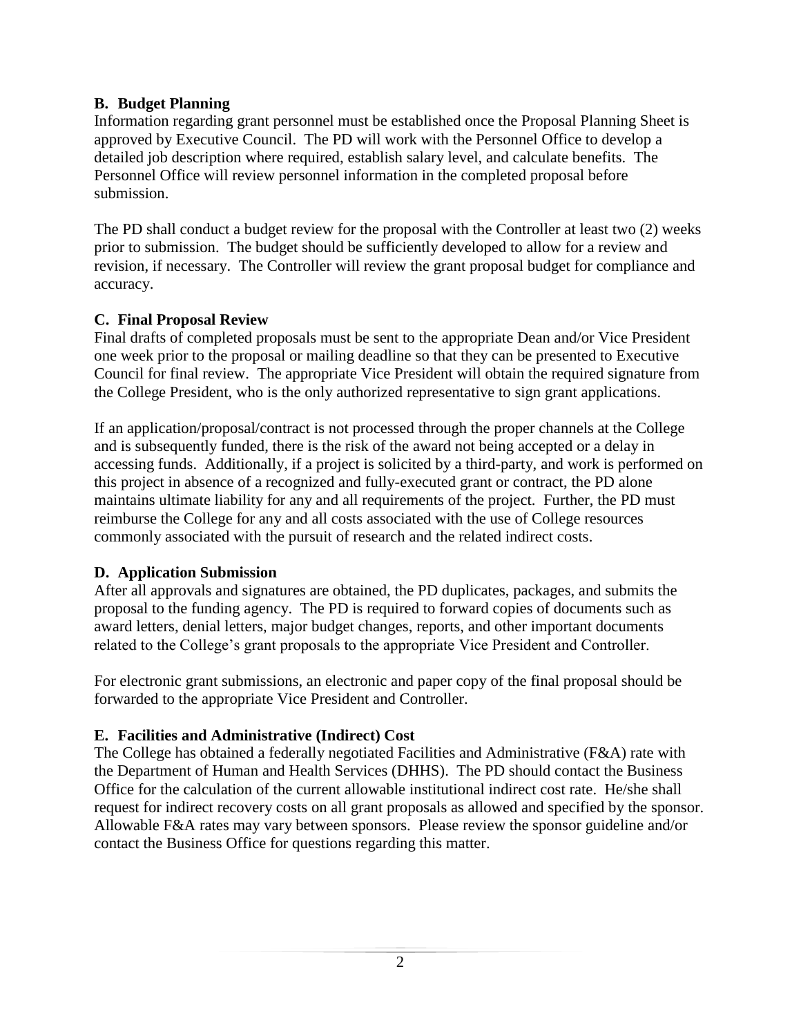**B. Budget Planning**

Information regarding grant personnel must be established once the Proposal Planning Sheet is approved by Executive Council. The PD will work with the Personnel Office to develop a detailed job description where required, establish salary level, and calculate benefits. The Personnel Office will review personnel information in the completed proposal before submission.

The PD shall conduct a budget review for the proposal with the Controller at least two (2) weeks prior to submission. The budget should be sufficiently developed to allow for a review and revision, if necessary. The Controller will review the grant proposal budget for compliance and accuracy.

**C. Final Proposal Review**

Final drafts of completed proposals must be sent to the appropriate Dean and/or Vice President one week prior to the proposal or mailing deadline so that they can be presented to Executive Council for final review. The appropriate Vice President will obtain the required signature from the College President, who is the only authorized representative to sign grant applications.

If an application/proposal/contract is not processed through the proper channels at the College and is subsequently funded, there is the risk of the award not being accepted or a delay in accessing funds. Additionally, if a project is solicited by a third-party, and work is performed on this project in absence of a recognized and fully-executed grant or contract, the PD alone maintains ultimate liability for any and all requirements of the project. Further, the PD must reimburse the College for any and all costs associated with the use of College resources commonly associated with the pursuit of research and the related indirect costs.

**D. Application Submission**

After all approvals and signatures are obtained, the PD duplicates, packages, and submits the proposal to the funding agency. The PD is required to forward copies of documents such as award letters, denial letters, major budget changes, reports, and other important documents related to the College's grant proposals to the appropriate Vice President and Controller.

For electronic grant submissions, an electronic and paper copy of the final proposal should be forwarded to the appropriate Vice President and Controller.

**E. Facilities and Administrative (Indirect) Cost**

The College has obtained a federally negotiated Facilities and Administrative (F&A) rate with the Department of Human and Health Services (DHHS). The PD should contact the Business Office for the calculation of the current allowable institutional indirect cost rate. He/she shall request for indirect recovery costs on all grant proposals as allowed and specified by the sponsor. Allowable F&A rates may vary between sponsors. Please review the sponsor guideline and/or contact the Business Office for questions regarding this matter.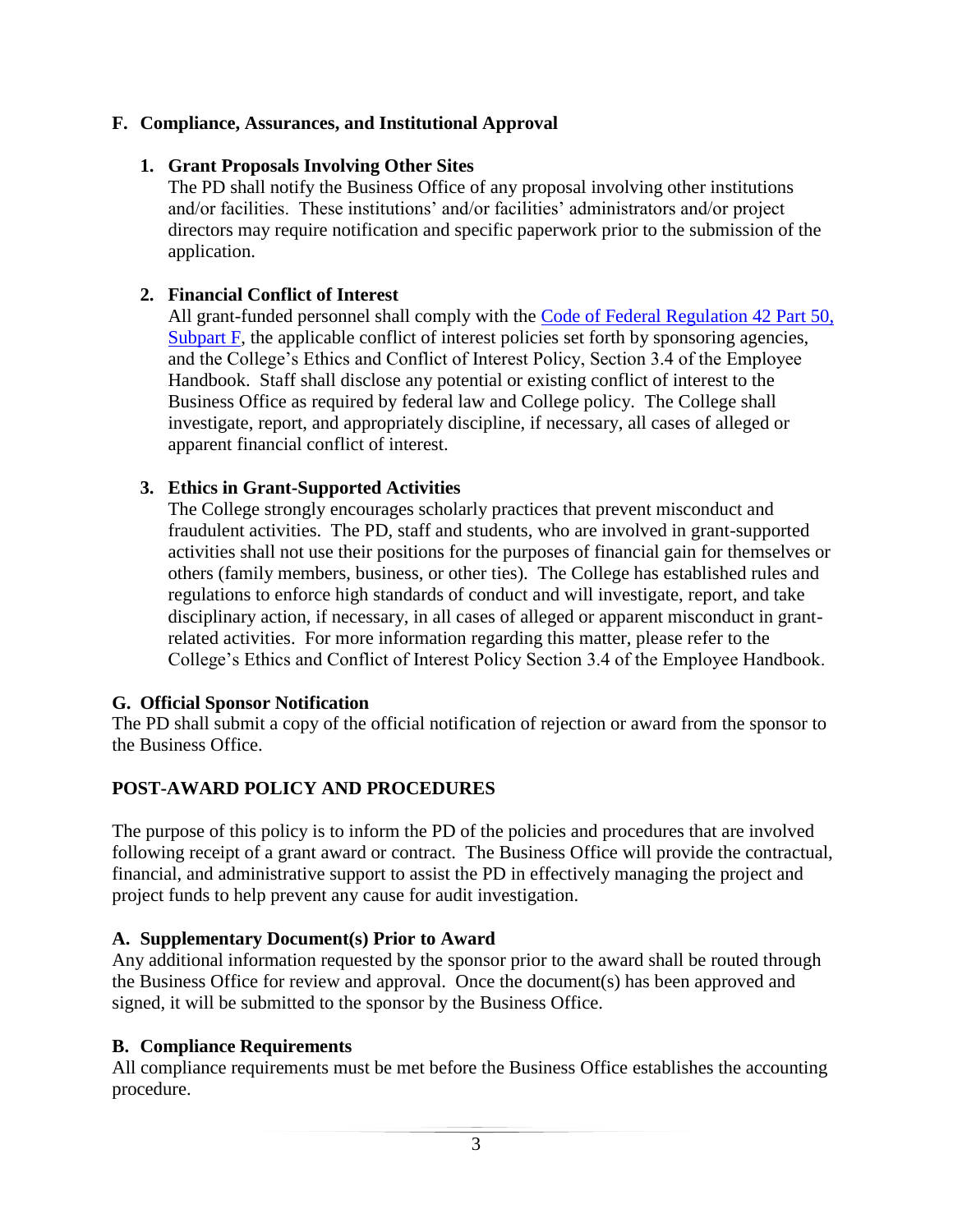## F. Compliance, Assurances, and Institutional Approval

### 1. Grant Proposals Involving Other Sites

The PD shall notify the Business Office of any proposal involving other institutions and/or facilities. These institutions' and/or facilities' administrators and/or project directors may require notification and specific paperwork prior to the submission of the application.

### 2. Financial Conflict of Interest

All grant-funded personnel shall comply with the Code of Federal Regulation 42 Part 50, Subpart F, the applicable conflict of interest policies set forth by sponsoring agencies, and the College's Ethics and Conflict of Interest Policy, Section 3.4 of the Employee Handbook. Staff shall disclose any potential or existing conflict of interest to the Business Office as required by federal law and College policy. The College shall investigate, report, and appropriately discipline, if necessary, all cases of alleged or apparent financial conflict of interest.

### 3. Ethics in Grant-Supported Activities

The College strongly encourages scholarly practices that prevent misconduct and fraudulent activities. The PD, staff and students, who are involved in grant-supported activities shall not use their positions for the purposes of financial gain for themselves or others (family members, business, or other ties). The College has established rules and regulations to enforce high standards of conduct and will investigate, report, and take disciplinary action, if necessary, in all cases of alleged or apparent misconduct in grant-related activities. For more information regarding this matter, please refer to the College's Ethics and Conflict of Interest Policy Section 3.4 of the Employee Handbook.

## G. Official Sponsor Notification

The PD shall submit a copy of the official notification of rejection or award from the sponsor to the Business Office.

# POST-AWARD POLICY AND PROCEDURES

The purpose of this policy is to inform the PD of the policies and procedures that are involved following receipt of a grant award or contract. The Business Office will provide the contractual, financial, and administrative support to assist the PD in effectively managing the project and project funds to help prevent any cause for audit investigation.

## A. Supplementary Document(s) Prior to Award

Any additional information requested by the sponsor prior to the award shall be routed through the Business Office for review and approval. Once the document(s) has been approved and signed, it will be submitted to the sponsor by the Business Office.

## B. Compliance Requirements

All compliance requirements must be met before the Business Office establishes the accounting procedure.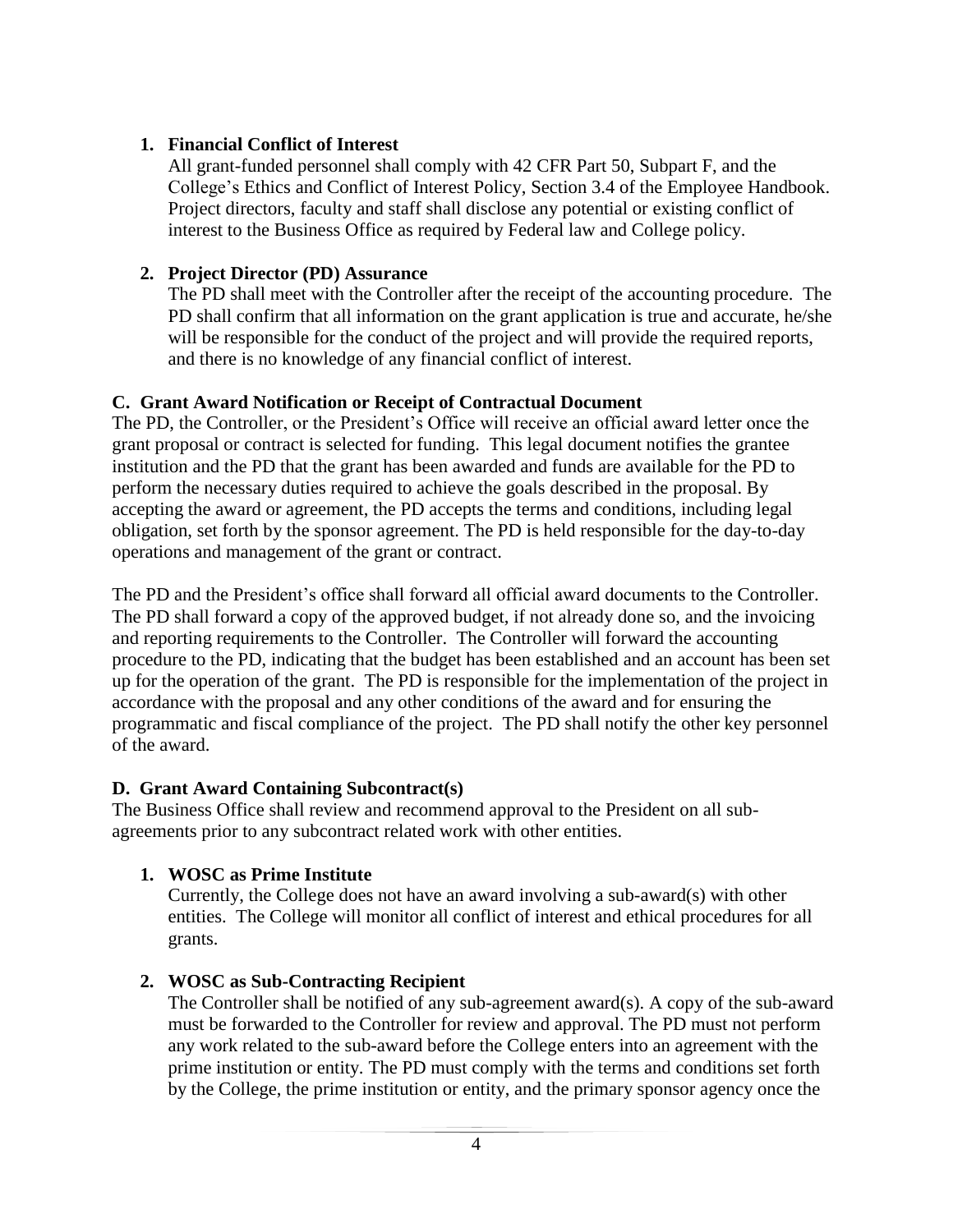1. **Financial Conflict of Interest**
   All grant-funded personnel shall comply with 42 CFR Part 50, Subpart F, and the College's Ethics and Conflict of Interest Policy, Section 3.4 of the Employee Handbook. Project directors, faculty and staff shall disclose any potential or existing conflict of interest to the Business Office as required by Federal law and College policy.

2. **Project Director (PD) Assurance**
   The PD shall meet with the Controller after the receipt of the accounting procedure. The PD shall confirm that all information on the grant application is true and accurate, he/she will be responsible for the conduct of the project and will provide the required reports, and there is no knowledge of any financial conflict of interest.

### C. Grant Award Notification or Receipt of Contractual Document

The PD, the Controller, or the President's Office will receive an official award letter once the grant proposal or contract is selected for funding. This legal document notifies the grantee institution and the PD that the grant has been awarded and funds are available for the PD to perform the necessary duties required to achieve the goals described in the proposal. By accepting the award or agreement, the PD accepts the terms and conditions, including legal obligation, set forth by the sponsor agreement. The PD is held responsible for the day-to-day operations and management of the grant or contract.

The PD and the President's office shall forward all official award documents to the Controller. The PD shall forward a copy of the approved budget, if not already done so, and the invoicing and reporting requirements to the Controller. The Controller will forward the accounting procedure to the PD, indicating that the budget has been established and an account has been set up for the operation of the grant. The PD is responsible for the implementation of the project in accordance with the proposal and any other conditions of the award and for ensuring the programmatic and fiscal compliance of the project. The PD shall notify the other key personnel of the award.

### D. Grant Award Containing Subcontract(s)

The Business Office shall review and recommend approval to the President on all sub-agreements prior to any subcontract related work with other entities.

1. **WOSC as Prime Institute**
   Currently, the College does not have an award involving a sub-award(s) with other entities. The College will monitor all conflict of interest and ethical procedures for all grants.

2. **WOSC as Sub-Contracting Recipient**
   The Controller shall be notified of any sub-agreement award(s). A copy of the sub-award must be forwarded to the Controller for review and approval. The PD must not perform any work related to the sub-award before the College enters into an agreement with the prime institution or entity. The PD must comply with the terms and conditions set forth by the College, the prime institution or entity, and the primary sponsor agency once the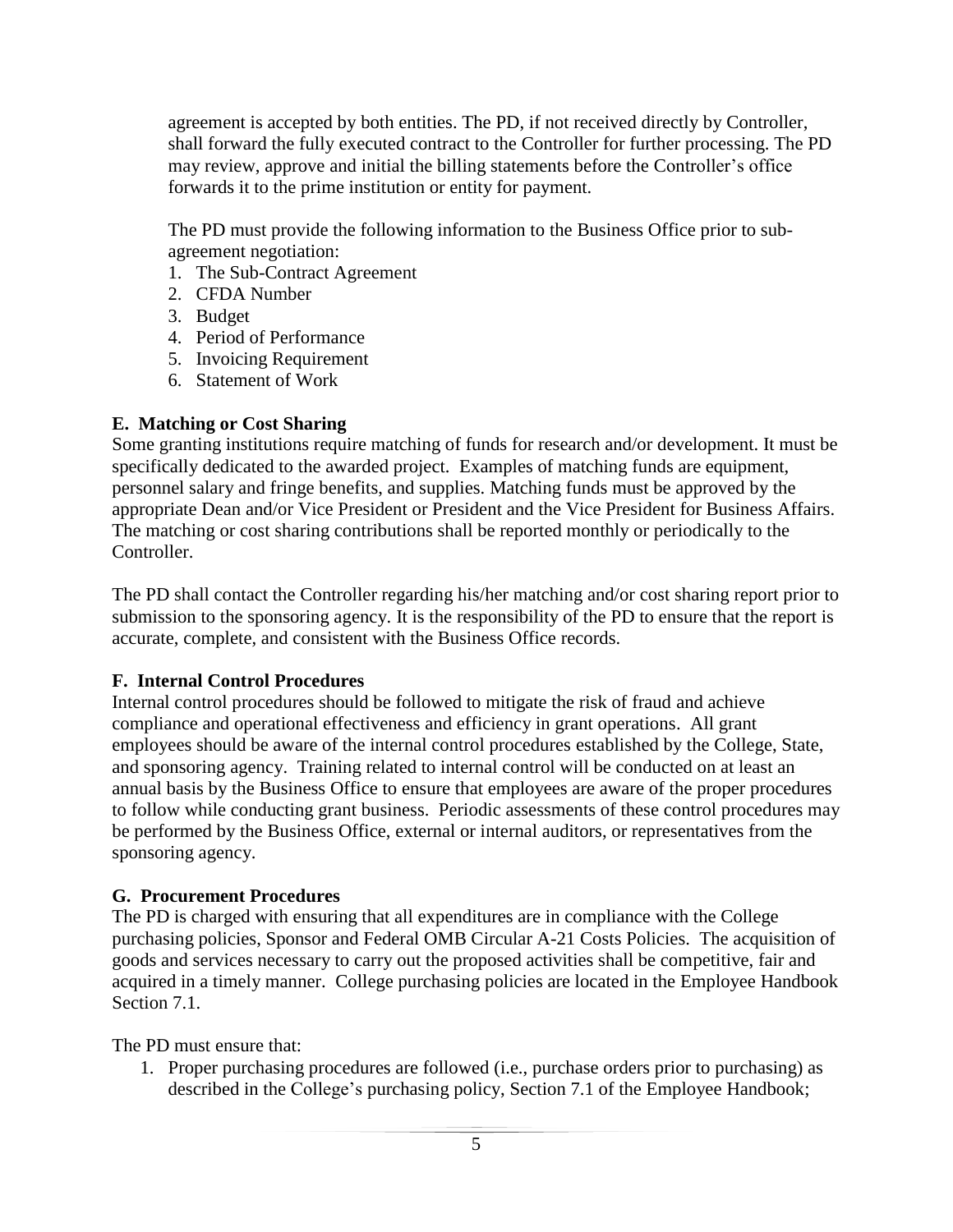agreement is accepted by both entities. The PD, if not received directly by Controller, shall forward the fully executed contract to the Controller for further processing. The PD may review, approve and initial the billing statements before the Controller's office forwards it to the prime institution or entity for payment.

The PD must provide the following information to the Business Office prior to sub-agreement negotiation:

1. The Sub-Contract Agreement
2. CFDA Number
3. Budget
4. Period of Performance
5. Invoicing Requirement
6. Statement of Work

### E. Matching or Cost Sharing

Some granting institutions require matching of funds for research and/or development. It must be specifically dedicated to the awarded project. Examples of matching funds are equipment, personnel salary and fringe benefits, and supplies. Matching funds must be approved by the appropriate Dean and/or Vice President or President and the Vice President for Business Affairs. The matching or cost sharing contributions shall be reported monthly or periodically to the Controller.

The PD shall contact the Controller regarding his/her matching and/or cost sharing report prior to submission to the sponsoring agency. It is the responsibility of the PD to ensure that the report is accurate, complete, and consistent with the Business Office records.

### F. Internal Control Procedures

Internal control procedures should be followed to mitigate the risk of fraud and achieve compliance and operational effectiveness and efficiency in grant operations. All grant employees should be aware of the internal control procedures established by the College, State, and sponsoring agency. Training related to internal control will be conducted on at least an annual basis by the Business Office to ensure that employees are aware of the proper procedures to follow while conducting grant business. Periodic assessments of these control procedures may be performed by the Business Office, external or internal auditors, or representatives from the sponsoring agency.

### G. Procurement Procedures

The PD is charged with ensuring that all expenditures are in compliance with the College purchasing policies, Sponsor and Federal OMB Circular A-21 Costs Policies. The acquisition of goods and services necessary to carry out the proposed activities shall be competitive, fair and acquired in a timely manner. College purchasing policies are located in the Employee Handbook Section 7.1.

The PD must ensure that:

1. Proper purchasing procedures are followed (i.e., purchase orders prior to purchasing) as described in the College's purchasing policy, Section 7.1 of the Employee Handbook;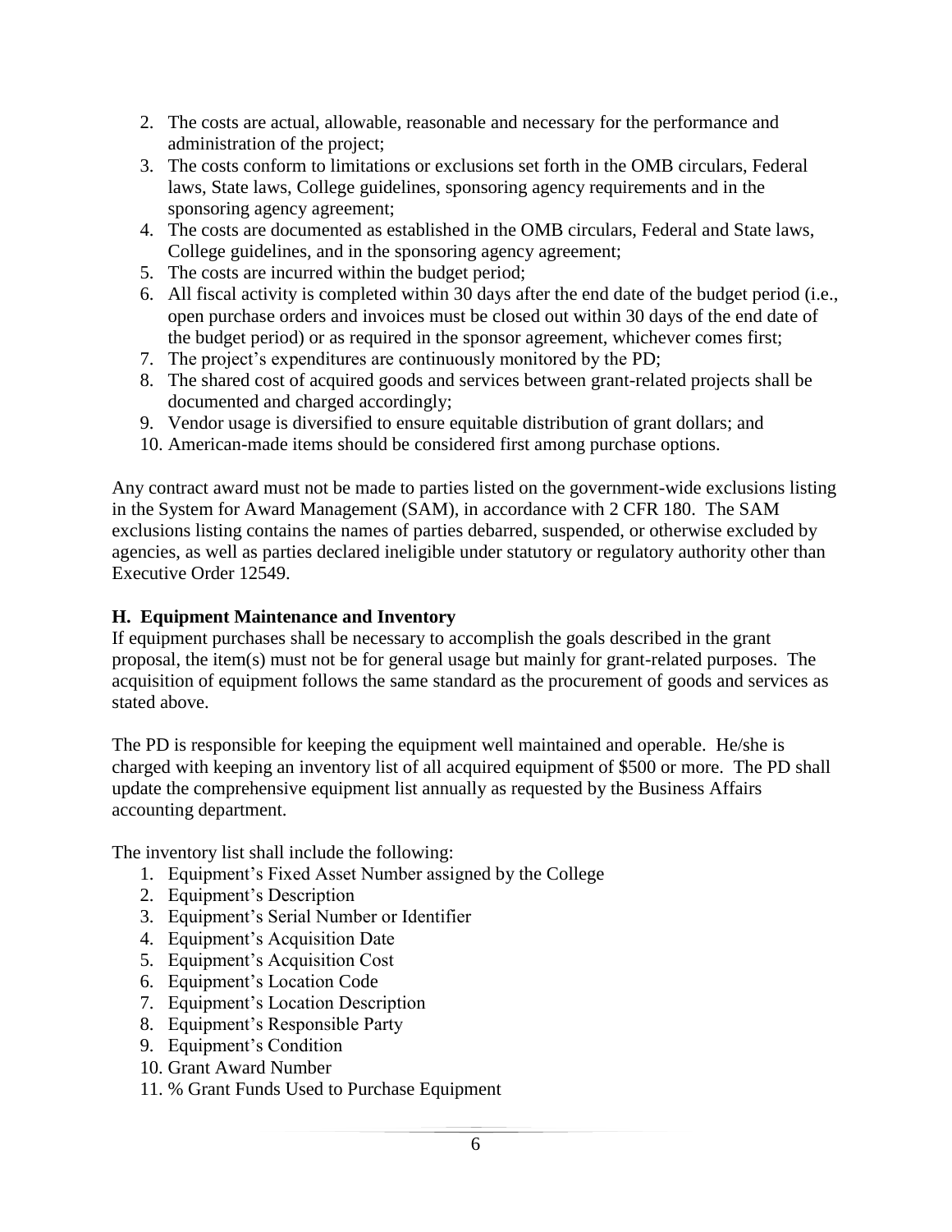2. The costs are actual, allowable, reasonable and necessary for the performance and administration of the project;
3. The costs conform to limitations or exclusions set forth in the OMB circulars, Federal laws, State laws, College guidelines, sponsoring agency requirements and in the sponsoring agency agreement;
4. The costs are documented as established in the OMB circulars, Federal and State laws, College guidelines, and in the sponsoring agency agreement;
5. The costs are incurred within the budget period;
6. All fiscal activity is completed within 30 days after the end date of the budget period (i.e., open purchase orders and invoices must be closed out within 30 days of the end date of the budget period) or as required in the sponsor agreement, whichever comes first;
7. The project's expenditures are continuously monitored by the PD;
8. The shared cost of acquired goods and services between grant-related projects shall be documented and charged accordingly;
9. Vendor usage is diversified to ensure equitable distribution of grant dollars; and
10. American-made items should be considered first among purchase options.

Any contract award must not be made to parties listed on the government-wide exclusions listing in the System for Award Management (SAM), in accordance with 2 CFR 180. The SAM exclusions listing contains the names of parties debarred, suspended, or otherwise excluded by agencies, as well as parties declared ineligible under statutory or regulatory authority other than Executive Order 12549.

### H. Equipment Maintenance and Inventory

If equipment purchases shall be necessary to accomplish the goals described in the grant proposal, the item(s) must not be for general usage but mainly for grant-related purposes. The acquisition of equipment follows the same standard as the procurement of goods and services as stated above.

The PD is responsible for keeping the equipment well maintained and operable. He/she is charged with keeping an inventory list of all acquired equipment of $500 or more. The PD shall update the comprehensive equipment list annually as requested by the Business Affairs accounting department.

The inventory list shall include the following:

1. Equipment's Fixed Asset Number assigned by the College
2. Equipment's Description
3. Equipment's Serial Number or Identifier
4. Equipment's Acquisition Date
5. Equipment's Acquisition Cost
6. Equipment's Location Code
7. Equipment's Location Description
8. Equipment's Responsible Party
9. Equipment's Condition
10. Grant Award Number
11. % Grant Funds Used to Purchase Equipment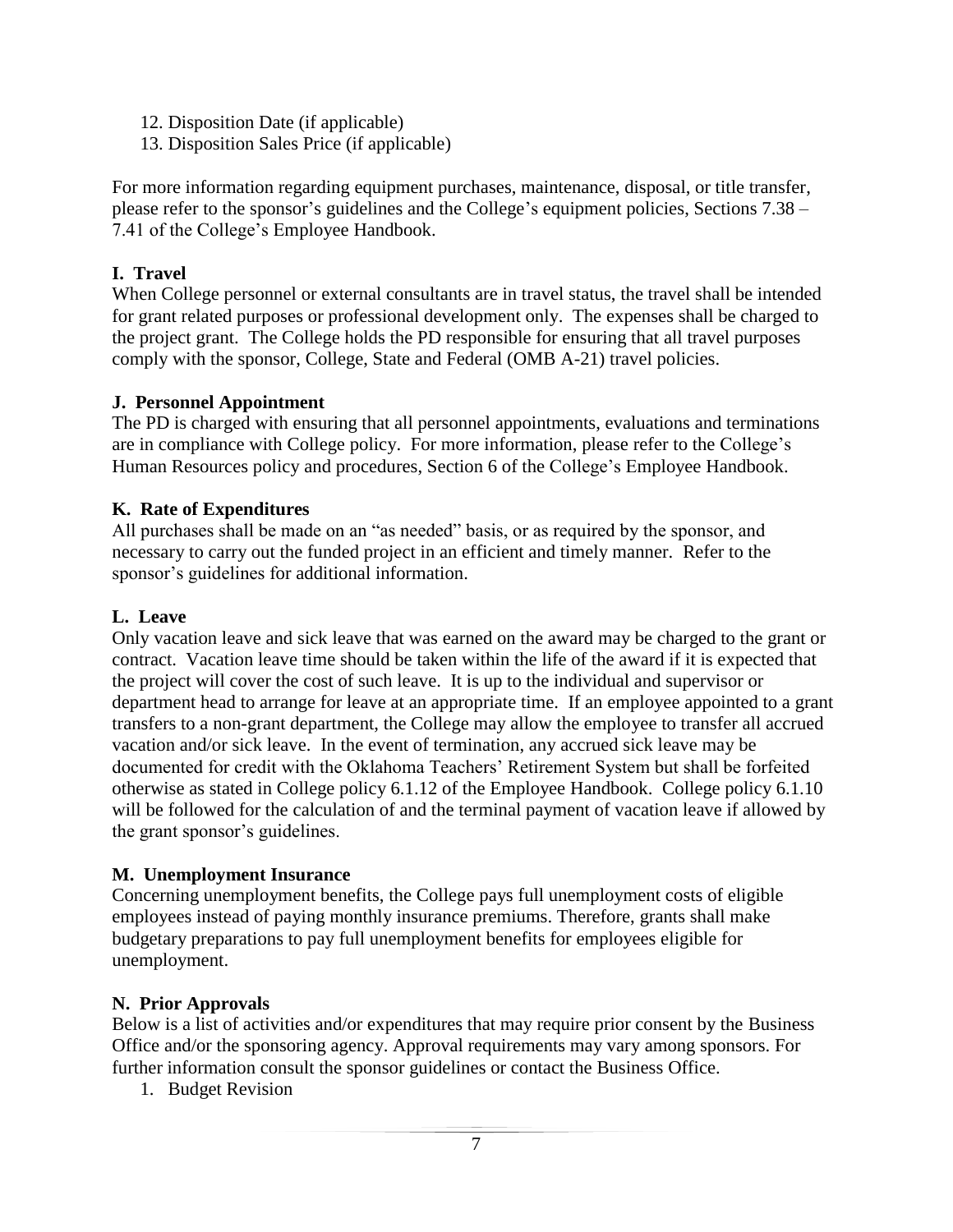12. Disposition Date (if applicable)
13. Disposition Sales Price (if applicable)

For more information regarding equipment purchases, maintenance, disposal, or title transfer, please refer to the sponsor's guidelines and the College's equipment policies, Sections 7.38 – 7.41 of the College's Employee Handbook.

**I. Travel**

When College personnel or external consultants are in travel status, the travel shall be intended for grant related purposes or professional development only. The expenses shall be charged to the project grant. The College holds the PD responsible for ensuring that all travel purposes comply with the sponsor, College, State and Federal (OMB A-21) travel policies.

**J. Personnel Appointment**

The PD is charged with ensuring that all personnel appointments, evaluations and terminations are in compliance with College policy. For more information, please refer to the College's Human Resources policy and procedures, Section 6 of the College's Employee Handbook.

**K. Rate of Expenditures**

All purchases shall be made on an "as needed" basis, or as required by the sponsor, and necessary to carry out the funded project in an efficient and timely manner. Refer to the sponsor's guidelines for additional information.

**L. Leave**

Only vacation leave and sick leave that was earned on the award may be charged to the grant or contract. Vacation leave time should be taken within the life of the award if it is expected that the project will cover the cost of such leave. It is up to the individual and supervisor or department head to arrange for leave at an appropriate time. If an employee appointed to a grant transfers to a non-grant department, the College may allow the employee to transfer all accrued vacation and/or sick leave. In the event of termination, any accrued sick leave may be documented for credit with the Oklahoma Teachers' Retirement System but shall be forfeited otherwise as stated in College policy 6.1.12 of the Employee Handbook. College policy 6.1.10 will be followed for the calculation of and the terminal payment of vacation leave if allowed by the grant sponsor's guidelines.

**M. Unemployment Insurance**

Concerning unemployment benefits, the College pays full unemployment costs of eligible employees instead of paying monthly insurance premiums. Therefore, grants shall make budgetary preparations to pay full unemployment benefits for employees eligible for unemployment.

**N. Prior Approvals**

Below is a list of activities and/or expenditures that may require prior consent by the Business Office and/or the sponsoring agency. Approval requirements may vary among sponsors. For further information consult the sponsor guidelines or contact the Business Office.

1. Budget Revision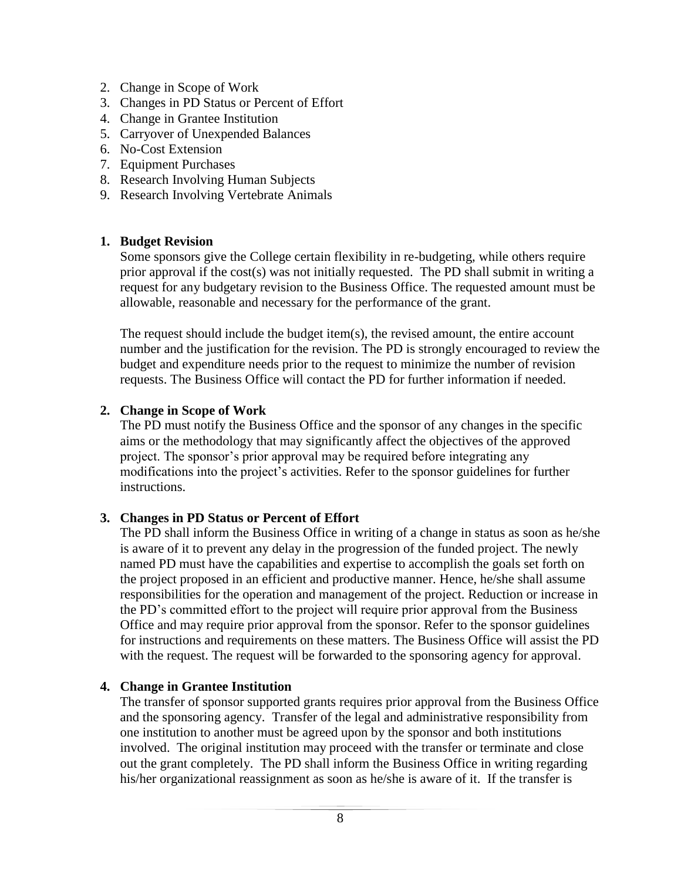2. Change in Scope of Work
3. Changes in PD Status or Percent of Effort
4. Change in Grantee Institution
5. Carryover of Unexpended Balances
6. No-Cost Extension
7. Equipment Purchases
8. Research Involving Human Subjects
9. Research Involving Vertebrate Animals

**1. Budget Revision**

Some sponsors give the College certain flexibility in re-budgeting, while others require prior approval if the cost(s) was not initially requested. The PD shall submit in writing a request for any budgetary revision to the Business Office. The requested amount must be allowable, reasonable and necessary for the performance of the grant.

The request should include the budget item(s), the revised amount, the entire account number and the justification for the revision. The PD is strongly encouraged to review the budget and expenditure needs prior to the request to minimize the number of revision requests. The Business Office will contact the PD for further information if needed.

**2. Change in Scope of Work**

The PD must notify the Business Office and the sponsor of any changes in the specific aims or the methodology that may significantly affect the objectives of the approved project. The sponsor's prior approval may be required before integrating any modifications into the project's activities. Refer to the sponsor guidelines for further instructions.

**3. Changes in PD Status or Percent of Effort**

The PD shall inform the Business Office in writing of a change in status as soon as he/she is aware of it to prevent any delay in the progression of the funded project. The newly named PD must have the capabilities and expertise to accomplish the goals set forth on the project proposed in an efficient and productive manner. Hence, he/she shall assume responsibilities for the operation and management of the project. Reduction or increase in the PD's committed effort to the project will require prior approval from the Business Office and may require prior approval from the sponsor. Refer to the sponsor guidelines for instructions and requirements on these matters. The Business Office will assist the PD with the request. The request will be forwarded to the sponsoring agency for approval.

**4. Change in Grantee Institution**

The transfer of sponsor supported grants requires prior approval from the Business Office and the sponsoring agency. Transfer of the legal and administrative responsibility from one institution to another must be agreed upon by the sponsor and both institutions involved. The original institution may proceed with the transfer or terminate and close out the grant completely. The PD shall inform the Business Office in writing regarding his/her organizational reassignment as soon as he/she is aware of it. If the transfer is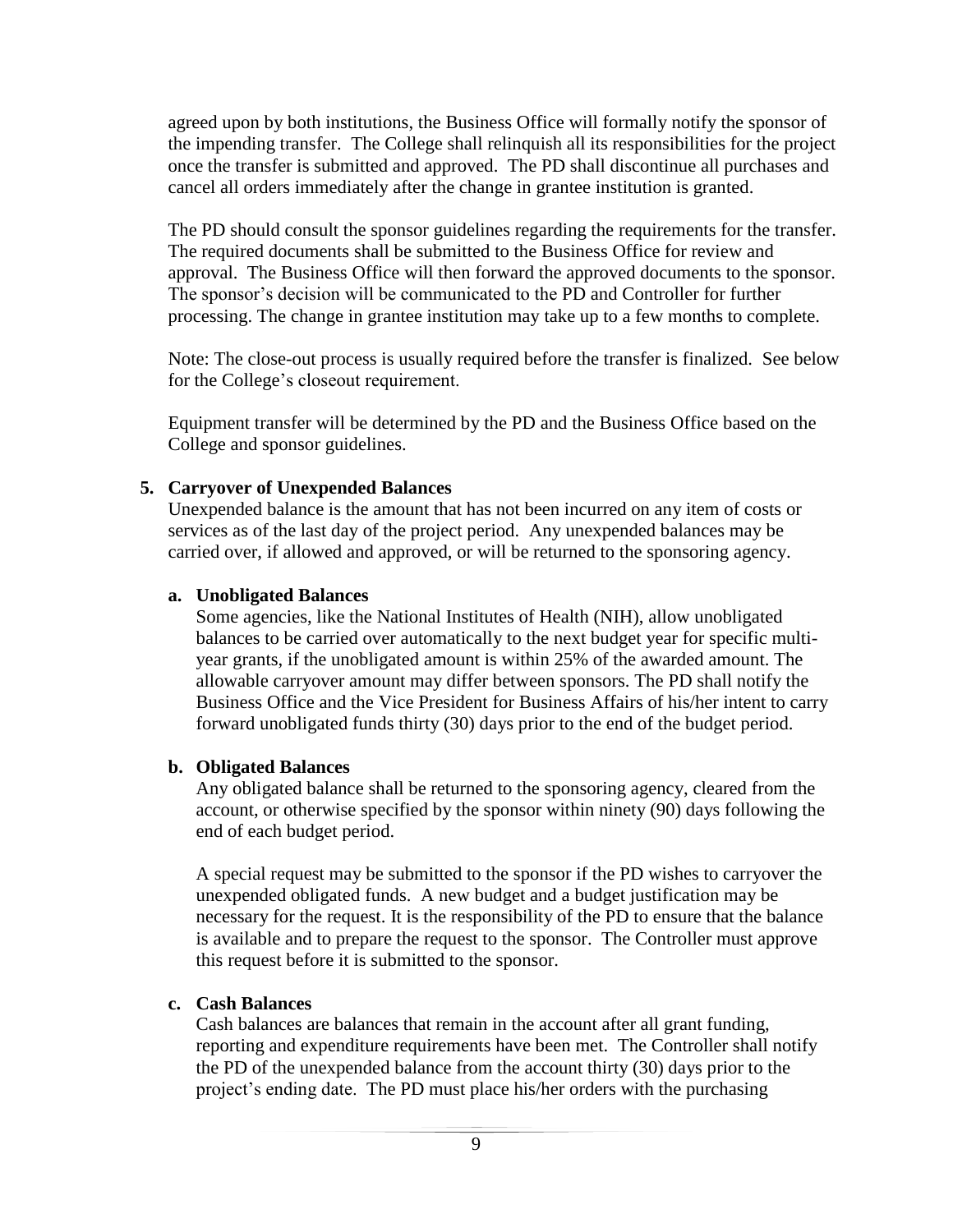agreed upon by both institutions, the Business Office will formally notify the sponsor of the impending transfer. The College shall relinquish all its responsibilities for the project once the transfer is submitted and approved. The PD shall discontinue all purchases and cancel all orders immediately after the change in grantee institution is granted.

The PD should consult the sponsor guidelines regarding the requirements for the transfer. The required documents shall be submitted to the Business Office for review and approval. The Business Office will then forward the approved documents to the sponsor. The sponsor's decision will be communicated to the PD and Controller for further processing. The change in grantee institution may take up to a few months to complete.

Note: The close-out process is usually required before the transfer is finalized. See below for the College's closeout requirement.

Equipment transfer will be determined by the PD and the Business Office based on the College and sponsor guidelines.

**5. Carryover of Unexpended Balances**

Unexpended balance is the amount that has not been incurred on any item of costs or services as of the last day of the project period. Any unexpended balances may be carried over, if allowed and approved, or will be returned to the sponsoring agency.

**a. Unobligated Balances**

Some agencies, like the National Institutes of Health (NIH), allow unobligated balances to be carried over automatically to the next budget year for specific multi-year grants, if the unobligated amount is within 25% of the awarded amount. The allowable carryover amount may differ between sponsors. The PD shall notify the Business Office and the Vice President for Business Affairs of his/her intent to carry forward unobligated funds thirty (30) days prior to the end of the budget period.

**b. Obligated Balances**

Any obligated balance shall be returned to the sponsoring agency, cleared from the account, or otherwise specified by the sponsor within ninety (90) days following the end of each budget period.

A special request may be submitted to the sponsor if the PD wishes to carryover the unexpended obligated funds. A new budget and a budget justification may be necessary for the request. It is the responsibility of the PD to ensure that the balance is available and to prepare the request to the sponsor. The Controller must approve this request before it is submitted to the sponsor.

**c. Cash Balances**

Cash balances are balances that remain in the account after all grant funding, reporting and expenditure requirements have been met. The Controller shall notify the PD of the unexpended balance from the account thirty (30) days prior to the project's ending date. The PD must place his/her orders with the purchasing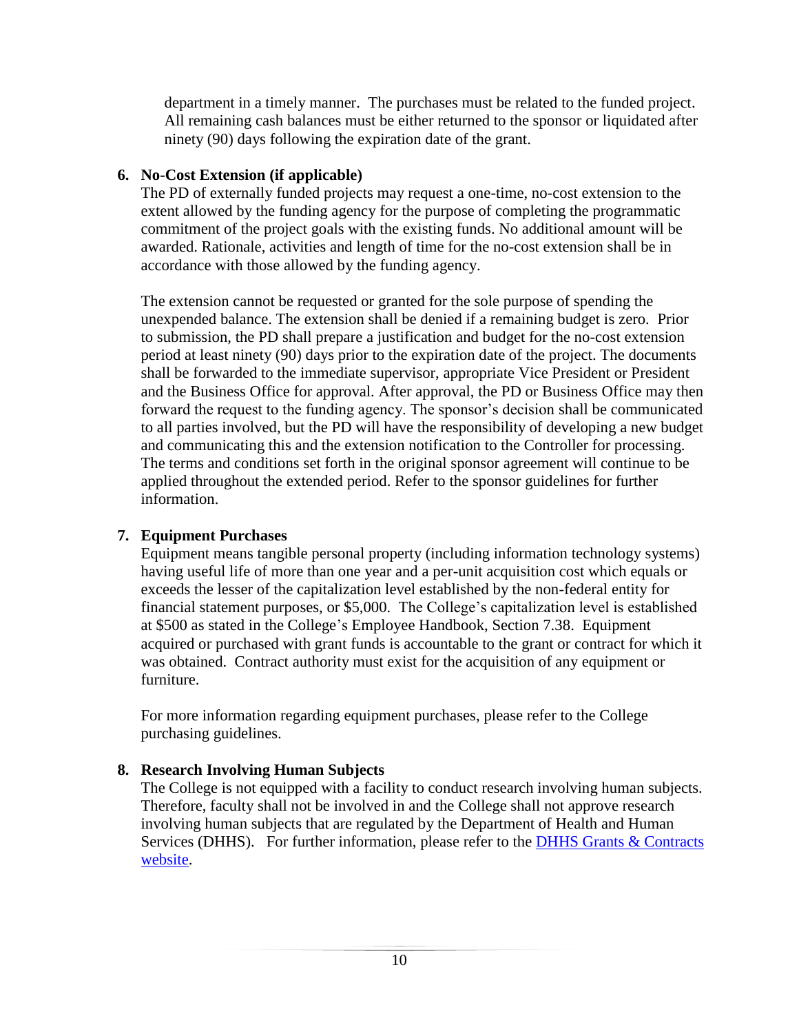department in a timely manner. The purchases must be related to the funded project. All remaining cash balances must be either returned to the sponsor or liquidated after ninety (90) days following the expiration date of the grant.

**6. No-Cost Extension (if applicable)**

The PD of externally funded projects may request a one-time, no-cost extension to the extent allowed by the funding agency for the purpose of completing the programmatic commitment of the project goals with the existing funds. No additional amount will be awarded. Rationale, activities and length of time for the no-cost extension shall be in accordance with those allowed by the funding agency.

The extension cannot be requested or granted for the sole purpose of spending the unexpended balance. The extension shall be denied if a remaining budget is zero. Prior to submission, the PD shall prepare a justification and budget for the no-cost extension period at least ninety (90) days prior to the expiration date of the project. The documents shall be forwarded to the immediate supervisor, appropriate Vice President or President and the Business Office for approval. After approval, the PD or Business Office may then forward the request to the funding agency. The sponsor's decision shall be communicated to all parties involved, but the PD will have the responsibility of developing a new budget and communicating this and the extension notification to the Controller for processing. The terms and conditions set forth in the original sponsor agreement will continue to be applied throughout the extended period. Refer to the sponsor guidelines for further information.

**7. Equipment Purchases**

Equipment means tangible personal property (including information technology systems) having useful life of more than one year and a per-unit acquisition cost which equals or exceeds the lesser of the capitalization level established by the non-federal entity for financial statement purposes, or $5,000. The College's capitalization level is established at $500 as stated in the College's Employee Handbook, Section 7.38. Equipment acquired or purchased with grant funds is accountable to the grant or contract for which it was obtained. Contract authority must exist for the acquisition of any equipment or furniture.

For more information regarding equipment purchases, please refer to the College purchasing guidelines.

**8. Research Involving Human Subjects**

The College is not equipped with a facility to conduct research involving human subjects. Therefore, faculty shall not be involved in and the College shall not approve research involving human subjects that are regulated by the Department of Health and Human Services (DHHS). For further information, please refer to the DHHS Grants & Contracts website.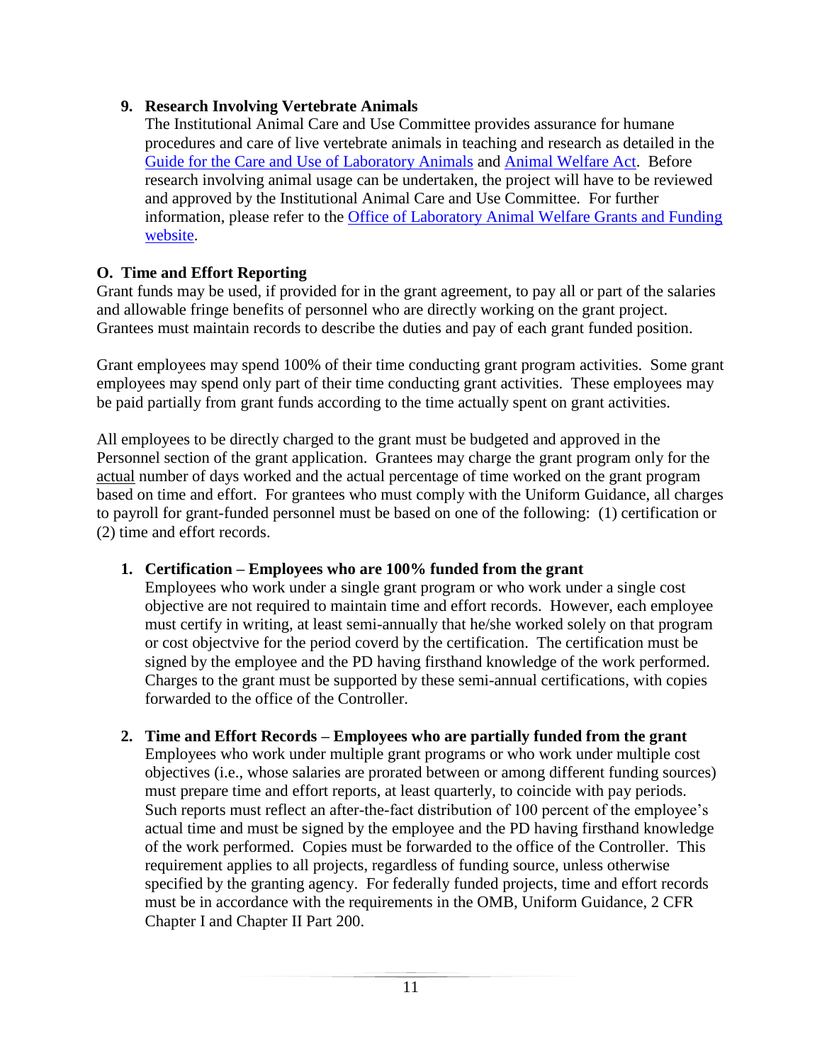9. **Research Involving Vertebrate Animals**

   The Institutional Animal Care and Use Committee provides assurance for humane procedures and care of live vertebrate animals in teaching and research as detailed in the [Guide for the Care and Use of Laboratory Animals]() and [Animal Welfare Act](). Before research involving animal usage can be undertaken, the project will have to be reviewed and approved by the Institutional Animal Care and Use Committee. For further information, please refer to the [Office of Laboratory Animal Welfare Grants and Funding website]().

### O. Time and Effort Reporting

Grant funds may be used, if provided for in the grant agreement, to pay all or part of the salaries and allowable fringe benefits of personnel who are directly working on the grant project. Grantees must maintain records to describe the duties and pay of each grant funded position.

Grant employees may spend 100% of their time conducting grant program activities. Some grant employees may spend only part of their time conducting grant activities. These employees may be paid partially from grant funds according to the time actually spent on grant activities.

All employees to be directly charged to the grant must be budgeted and approved in the Personnel section of the grant application. Grantees may charge the grant program only for the <u>actual</u> number of days worked and the actual percentage of time worked on the grant program based on time and effort. For grantees who must comply with the Uniform Guidance, all charges to payroll for grant-funded personnel must be based on one of the following: (1) certification or (2) time and effort records.

1. **Certification – Employees who are 100% funded from the grant**

   Employees who work under a single grant program or who work under a single cost objective are not required to maintain time and effort records. However, each employee must certify in writing, at least semi-annually that he/she worked solely on that program or cost objectvive for the period coverd by the certification. The certification must be signed by the employee and the PD having firsthand knowledge of the work performed. Charges to the grant must be supported by these semi-annual certifications, with copies forwarded to the office of the Controller.

2. **Time and Effort Records – Employees who are partially funded from the grant**

   Employees who work under multiple grant programs or who work under multiple cost objectives (i.e., whose salaries are prorated between or among different funding sources) must prepare time and effort reports, at least quarterly, to coincide with pay periods. Such reports must reflect an after-the-fact distribution of 100 percent of the employee's actual time and must be signed by the employee and the PD having firsthand knowledge of the work performed. Copies must be forwarded to the office of the Controller. This requirement applies to all projects, regardless of funding source, unless otherwise specified by the granting agency. For federally funded projects, time and effort records must be in accordance with the requirements in the OMB, Uniform Guidance, 2 CFR Chapter I and Chapter II Part 200.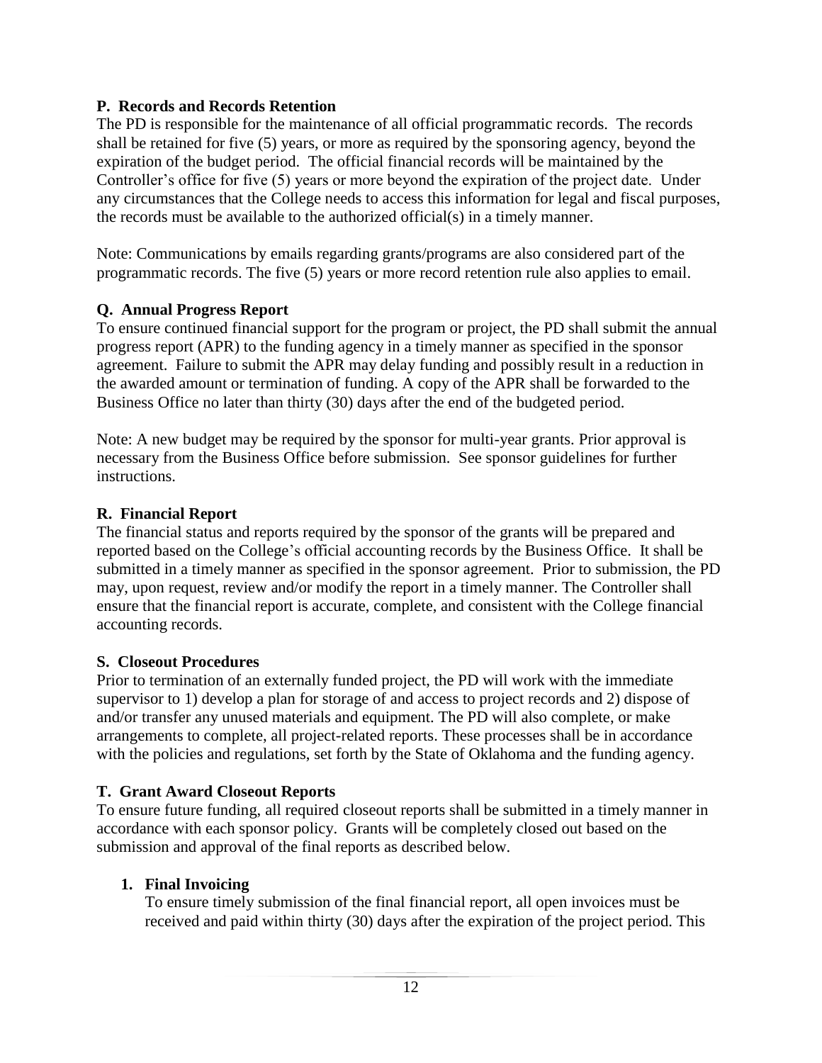**P. Records and Records Retention**

The PD is responsible for the maintenance of all official programmatic records. The records shall be retained for five (5) years, or more as required by the sponsoring agency, beyond the expiration of the budget period. The official financial records will be maintained by the Controller's office for five (5) years or more beyond the expiration of the project date. Under any circumstances that the College needs to access this information for legal and fiscal purposes, the records must be available to the authorized official(s) in a timely manner.

Note: Communications by emails regarding grants/programs are also considered part of the programmatic records. The five (5) years or more record retention rule also applies to email.

**Q. Annual Progress Report**

To ensure continued financial support for the program or project, the PD shall submit the annual progress report (APR) to the funding agency in a timely manner as specified in the sponsor agreement. Failure to submit the APR may delay funding and possibly result in a reduction in the awarded amount or termination of funding. A copy of the APR shall be forwarded to the Business Office no later than thirty (30) days after the end of the budgeted period.

Note: A new budget may be required by the sponsor for multi-year grants. Prior approval is necessary from the Business Office before submission. See sponsor guidelines for further instructions.

**R. Financial Report**

The financial status and reports required by the sponsor of the grants will be prepared and reported based on the College's official accounting records by the Business Office. It shall be submitted in a timely manner as specified in the sponsor agreement. Prior to submission, the PD may, upon request, review and/or modify the report in a timely manner. The Controller shall ensure that the financial report is accurate, complete, and consistent with the College financial accounting records.

**S. Closeout Procedures**

Prior to termination of an externally funded project, the PD will work with the immediate supervisor to 1) develop a plan for storage of and access to project records and 2) dispose of and/or transfer any unused materials and equipment. The PD will also complete, or make arrangements to complete, all project-related reports. These processes shall be in accordance with the policies and regulations, set forth by the State of Oklahoma and the funding agency.

**T. Grant Award Closeout Reports**

To ensure future funding, all required closeout reports shall be submitted in a timely manner in accordance with each sponsor policy. Grants will be completely closed out based on the submission and approval of the final reports as described below.

1. **Final Invoicing**

   To ensure timely submission of the final financial report, all open invoices must be received and paid within thirty (30) days after the expiration of the project period. This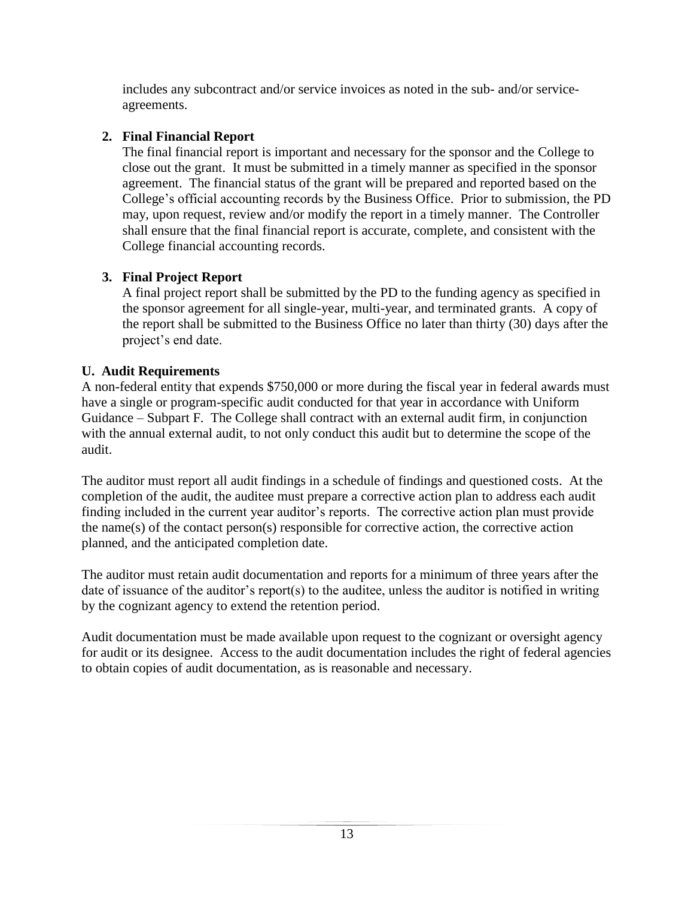includes any subcontract and/or service invoices as noted in the sub- and/or service-agreements.

2. **Final Financial Report**
   The final financial report is important and necessary for the sponsor and the College to close out the grant. It must be submitted in a timely manner as specified in the sponsor agreement. The financial status of the grant will be prepared and reported based on the College's official accounting records by the Business Office. Prior to submission, the PD may, upon request, review and/or modify the report in a timely manner. The Controller shall ensure that the final financial report is accurate, complete, and consistent with the College financial accounting records.

3. **Final Project Report**
   A final project report shall be submitted by the PD to the funding agency as specified in the sponsor agreement for all single-year, multi-year, and terminated grants. A copy of the report shall be submitted to the Business Office no later than thirty (30) days after the project's end date.

## U. Audit Requirements

A non-federal entity that expends $750,000 or more during the fiscal year in federal awards must have a single or program-specific audit conducted for that year in accordance with Uniform Guidance – Subpart F. The College shall contract with an external audit firm, in conjunction with the annual external audit, to not only conduct this audit but to determine the scope of the audit.

The auditor must report all audit findings in a schedule of findings and questioned costs. At the completion of the audit, the auditee must prepare a corrective action plan to address each audit finding included in the current year auditor's reports. The corrective action plan must provide the name(s) of the contact person(s) responsible for corrective action, the corrective action planned, and the anticipated completion date.

The auditor must retain audit documentation and reports for a minimum of three years after the date of issuance of the auditor's report(s) to the auditee, unless the auditor is notified in writing by the cognizant agency to extend the retention period.

Audit documentation must be made available upon request to the cognizant or oversight agency for audit or its designee. Access to the audit documentation includes the right of federal agencies to obtain copies of audit documentation, as is reasonable and necessary.